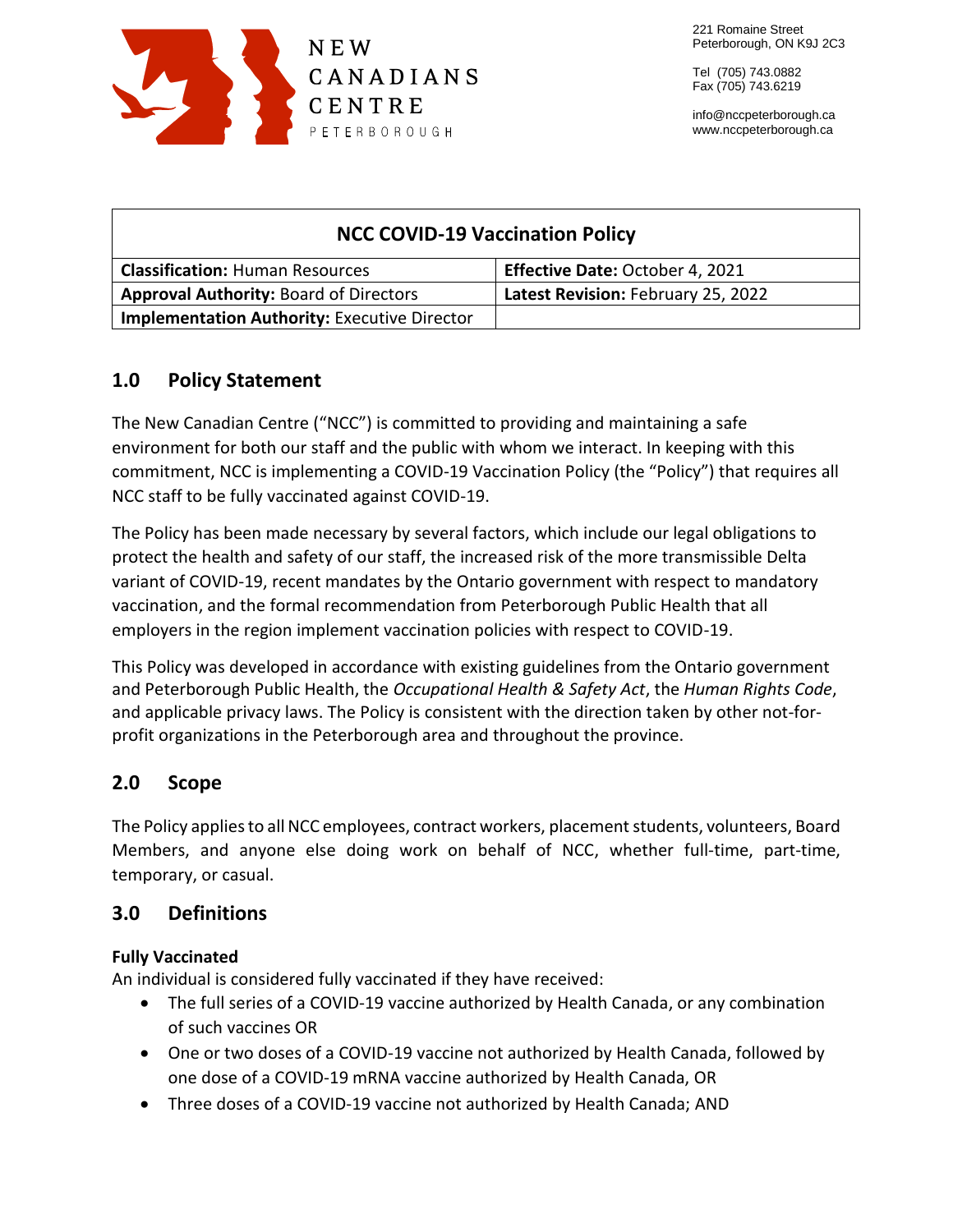NEW CANADIANS CENTRE PETERBOROUGH

221 Romaine Street
Peterborough, ON K9J 2C3

Tel (705) 743.0882
Fax (705) 743.6219

info@nccpeterborough.ca
www.nccpeterborough.ca

| NCC COVID-19 Vaccination Policy | |
|---|---|
| **Classification:** Human Resources | **Effective Date:** October 4, 2021 |
| **Approval Authority:** Board of Directors | **Latest Revision:** February 25, 2022 |
| **Implementation Authority:** Executive Director | |

## 1.0 Policy Statement

The New Canadian Centre ("NCC") is committed to providing and maintaining a safe environment for both our staff and the public with whom we interact. In keeping with this commitment, NCC is implementing a COVID-19 Vaccination Policy (the "Policy") that requires all NCC staff to be fully vaccinated against COVID-19.

The Policy has been made necessary by several factors, which include our legal obligations to protect the health and safety of our staff, the increased risk of the more transmissible Delta variant of COVID-19, recent mandates by the Ontario government with respect to mandatory vaccination, and the formal recommendation from Peterborough Public Health that all employers in the region implement vaccination policies with respect to COVID-19.

This Policy was developed in accordance with existing guidelines from the Ontario government and Peterborough Public Health, the *Occupational Health & Safety Act*, the *Human Rights Code*, and applicable privacy laws. The Policy is consistent with the direction taken by other not-for-profit organizations in the Peterborough area and throughout the province.

## 2.0 Scope

The Policy applies to all NCC employees, contract workers, placement students, volunteers, Board Members, and anyone else doing work on behalf of NCC, whether full-time, part-time, temporary, or casual.

## 3.0 Definitions

**Fully Vaccinated**
An individual is considered fully vaccinated if they have received:

- The full series of a COVID-19 vaccine authorized by Health Canada, or any combination of such vaccines OR
- One or two doses of a COVID-19 vaccine not authorized by Health Canada, followed by one dose of a COVID-19 mRNA vaccine authorized by Health Canada, OR
- Three doses of a COVID-19 vaccine not authorized by Health Canada; AND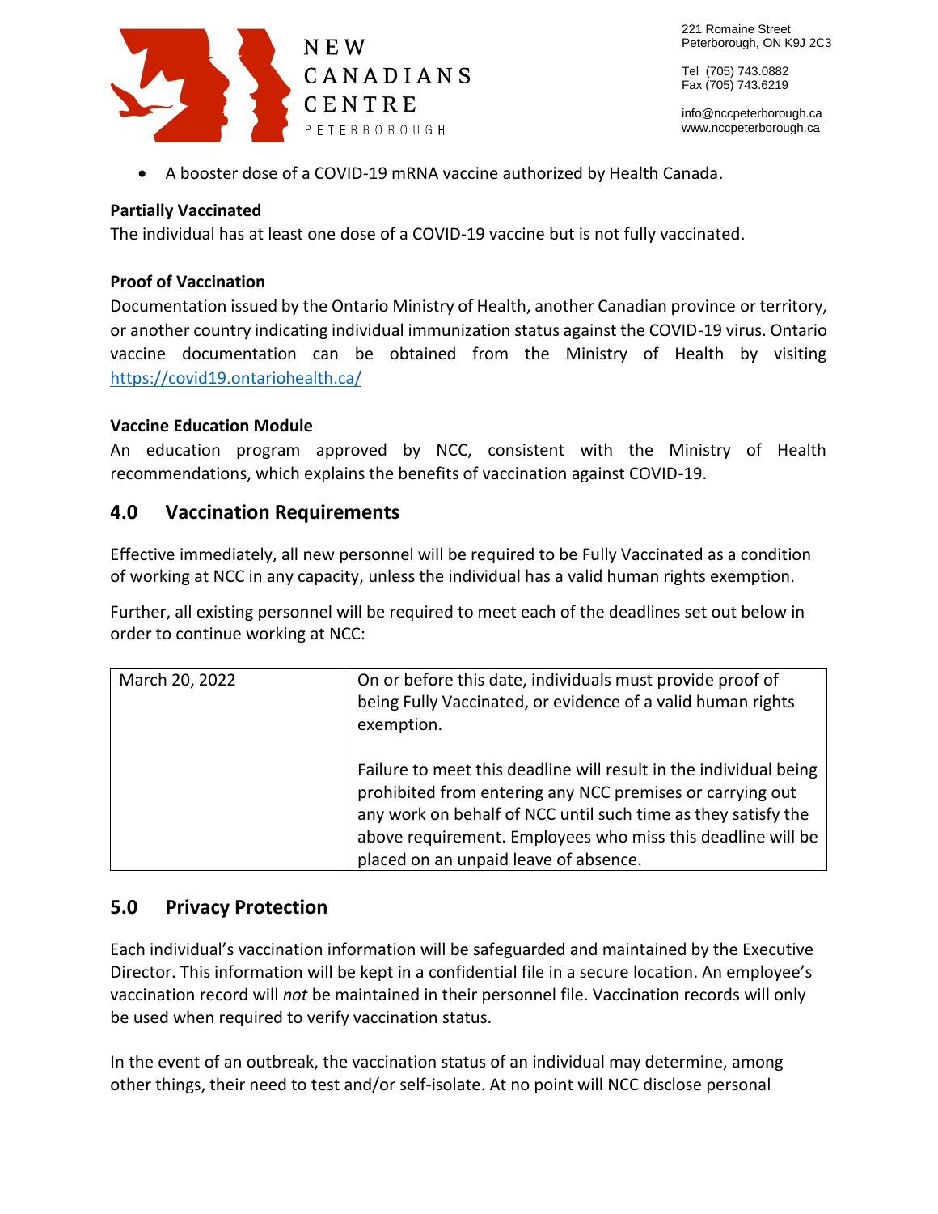- A booster dose of a COVID-19 mRNA vaccine authorized by Health Canada.

**Partially Vaccinated**
The individual has at least one dose of a COVID-19 vaccine but is not fully vaccinated.

**Proof of Vaccination**
Documentation issued by the Ontario Ministry of Health, another Canadian province or territory, or another country indicating individual immunization status against the COVID-19 virus. Ontario vaccine documentation can be obtained from the Ministry of Health by visiting https://covid19.ontariohealth.ca/

**Vaccine Education Module**
An education program approved by NCC, consistent with the Ministry of Health recommendations, which explains the benefits of vaccination against COVID-19.

## 4.0 Vaccination Requirements

Effective immediately, all new personnel will be required to be Fully Vaccinated as a condition of working at NCC in any capacity, unless the individual has a valid human rights exemption.

Further, all existing personnel will be required to meet each of the deadlines set out below in order to continue working at NCC:

| | |
|---|---|
| March 20, 2022 | On or before this date, individuals must provide proof of being Fully Vaccinated, or evidence of a valid human rights exemption.<br><br>Failure to meet this deadline will result in the individual being prohibited from entering any NCC premises or carrying out any work on behalf of NCC until such time as they satisfy the above requirement. Employees who miss this deadline will be placed on an unpaid leave of absence. |

## 5.0 Privacy Protection

Each individual's vaccination information will be safeguarded and maintained by the Executive Director. This information will be kept in a confidential file in a secure location. An employee's vaccination record will *not* be maintained in their personnel file. Vaccination records will only be used when required to verify vaccination status.

In the event of an outbreak, the vaccination status of an individual may determine, among other things, their need to test and/or self-isolate. At no point will NCC disclose personal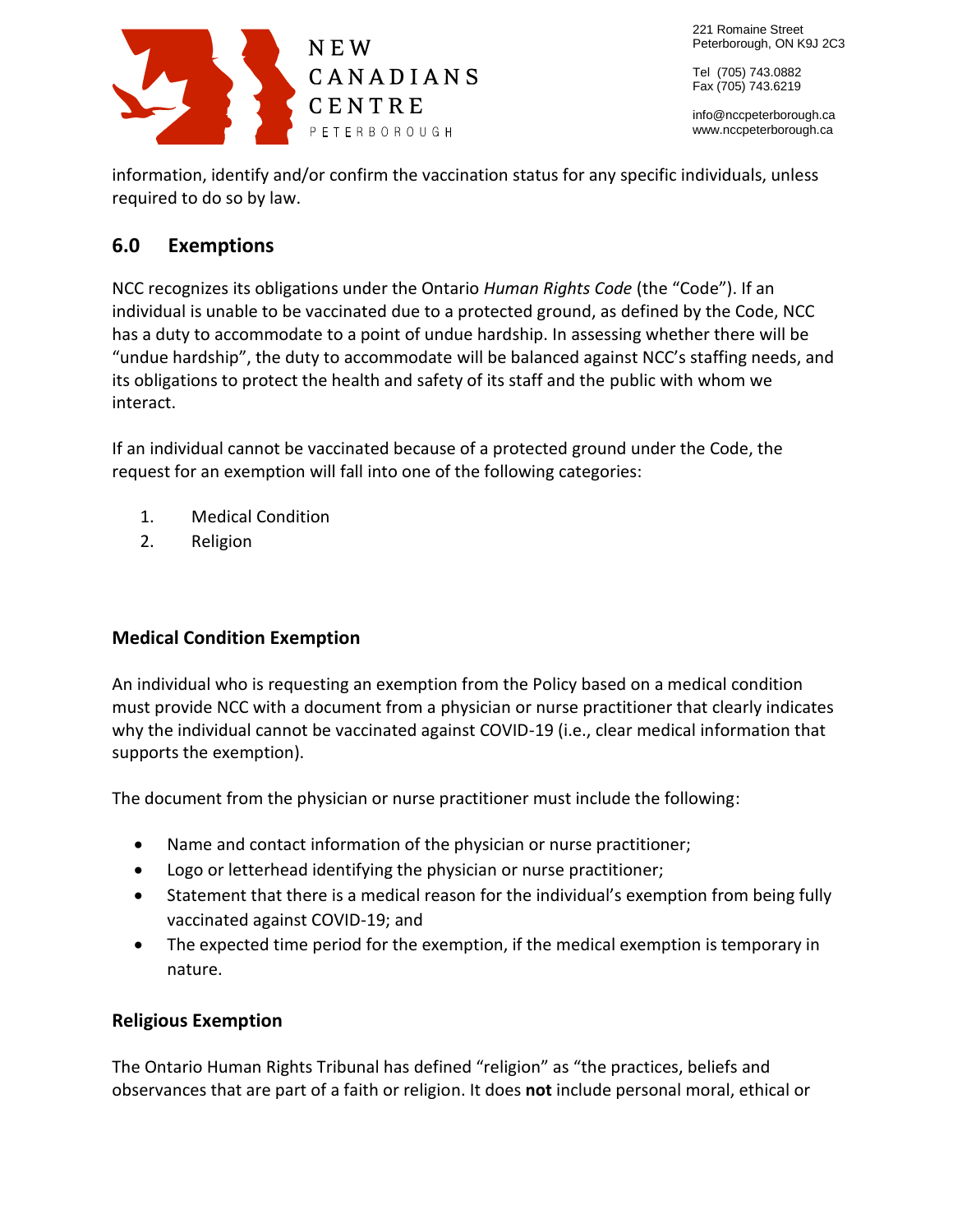information, identify and/or confirm the vaccination status for any specific individuals, unless required to do so by law.

## 6.0 Exemptions

NCC recognizes its obligations under the Ontario *Human Rights Code* (the "Code"). If an individual is unable to be vaccinated due to a protected ground, as defined by the Code, NCC has a duty to accommodate to a point of undue hardship. In assessing whether there will be "undue hardship", the duty to accommodate will be balanced against NCC's staffing needs, and its obligations to protect the health and safety of its staff and the public with whom we interact.

If an individual cannot be vaccinated because of a protected ground under the Code, the request for an exemption will fall into one of the following categories:

1. Medical Condition
2. Religion

### Medical Condition Exemption

An individual who is requesting an exemption from the Policy based on a medical condition must provide NCC with a document from a physician or nurse practitioner that clearly indicates why the individual cannot be vaccinated against COVID-19 (i.e., clear medical information that supports the exemption).

The document from the physician or nurse practitioner must include the following:

- Name and contact information of the physician or nurse practitioner;
- Logo or letterhead identifying the physician or nurse practitioner;
- Statement that there is a medical reason for the individual's exemption from being fully vaccinated against COVID-19; and
- The expected time period for the exemption, if the medical exemption is temporary in nature.

### Religious Exemption

The Ontario Human Rights Tribunal has defined "religion" as "the practices, beliefs and observances that are part of a faith or religion. It does **not** include personal moral, ethical or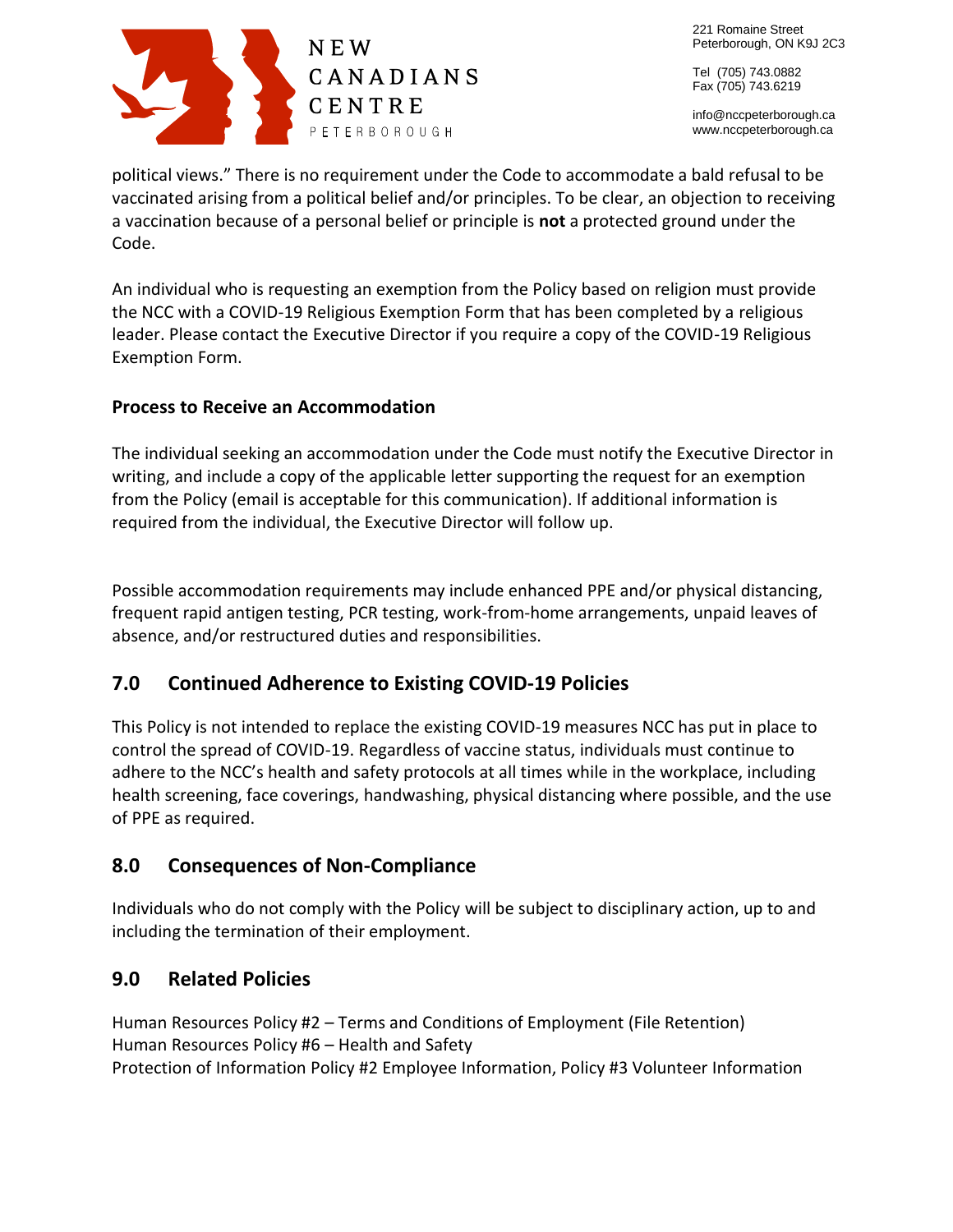political views." There is no requirement under the Code to accommodate a bald refusal to be vaccinated arising from a political belief and/or principles. To be clear, an objection to receiving a vaccination because of a personal belief or principle is **not** a protected ground under the Code.

An individual who is requesting an exemption from the Policy based on religion must provide the NCC with a COVID-19 Religious Exemption Form that has been completed by a religious leader. Please contact the Executive Director if you require a copy of the COVID-19 Religious Exemption Form.

### Process to Receive an Accommodation

The individual seeking an accommodation under the Code must notify the Executive Director in writing, and include a copy of the applicable letter supporting the request for an exemption from the Policy (email is acceptable for this communication). If additional information is required from the individual, the Executive Director will follow up.

Possible accommodation requirements may include enhanced PPE and/or physical distancing, frequent rapid antigen testing, PCR testing, work-from-home arrangements, unpaid leaves of absence, and/or restructured duties and responsibilities.

## 7.0 Continued Adherence to Existing COVID-19 Policies

This Policy is not intended to replace the existing COVID-19 measures NCC has put in place to control the spread of COVID-19. Regardless of vaccine status, individuals must continue to adhere to the NCC's health and safety protocols at all times while in the workplace, including health screening, face coverings, handwashing, physical distancing where possible, and the use of PPE as required.

## 8.0 Consequences of Non-Compliance

Individuals who do not comply with the Policy will be subject to disciplinary action, up to and including the termination of their employment.

## 9.0 Related Policies

Human Resources Policy #2 – Terms and Conditions of Employment (File Retention)
Human Resources Policy #6 – Health and Safety
Protection of Information Policy #2 Employee Information, Policy #3 Volunteer Information